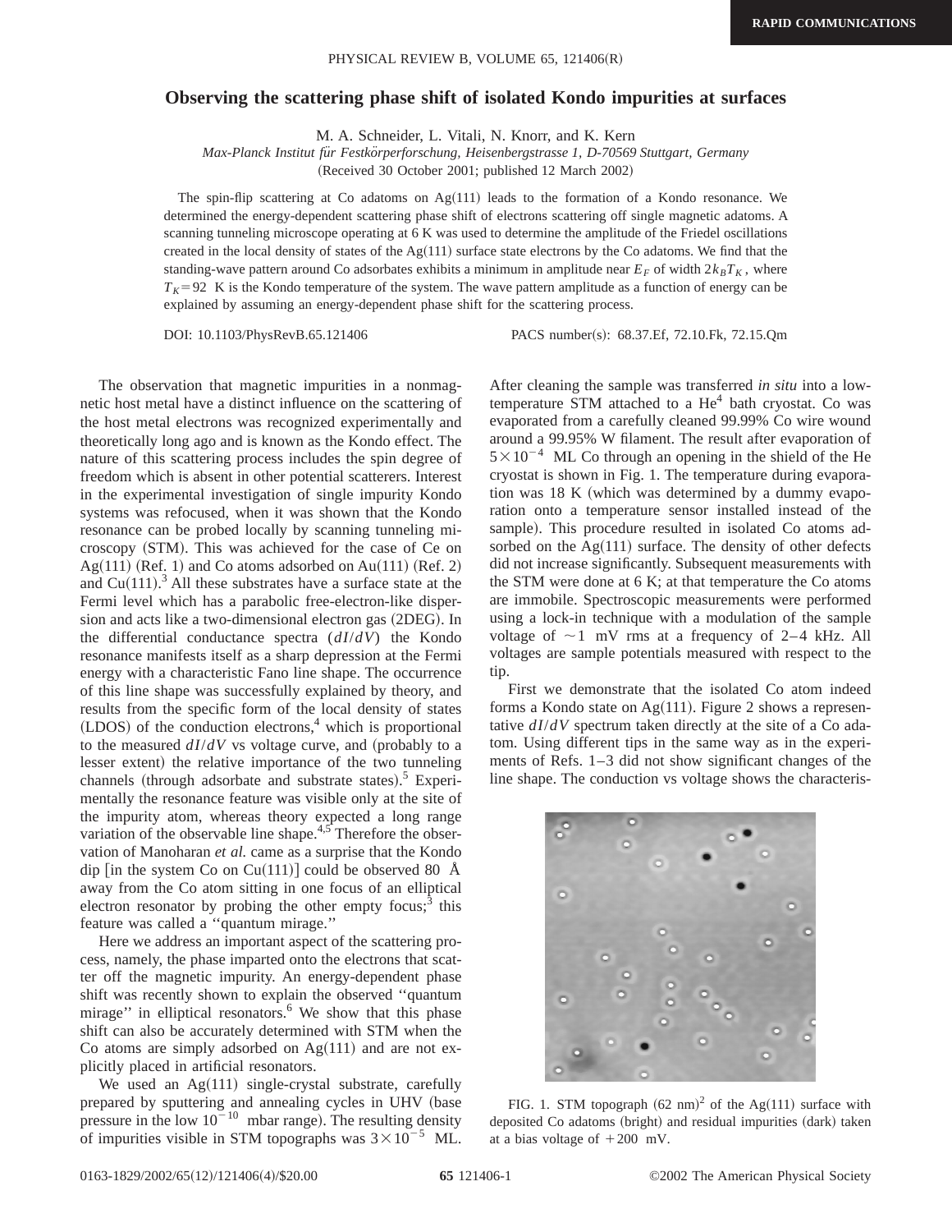# Observing the scattering phase shift of isolated Kondo impurities at surfaces

M. A. Schneider, L. Vitali, N. Knorr, and K. Kern

*Max-Planck Institut für Festkörperforschung, Heisenbergstrasse 1, D-70569 Stuttgart, Germany*

(Received 30 October 2001; published 12 March 2002)

The spin-flip scattering at Co adatoms on Ag(111) leads to the formation of a Kondo resonance. We determined the energy-dependent scattering phase shift of electrons scattering off single magnetic adatoms. A scanning tunneling microscope operating at 6 K was used to determine the amplitude of the Friedel oscillations created in the local density of states of the Ag(111) surface state electrons by the Co adatoms. We find that the standing-wave pattern around Co adsorbates exhibits a minimum in amplitude near $E_F$ of width $2k_BT_K$, where $T_K = 92$ K is the Kondo temperature of the system. The wave pattern amplitude as a function of energy can be explained by assuming an energy-dependent phase shift for the scattering process.

DOI: 10.1103/PhysRevB.65.121406 PACS number(s): 68.37.Ef, 72.10.Fk, 72.15.Qm

The observation that magnetic impurities in a nonmagnetic host metal have a distinct influence on the scattering of the host metal electrons was recognized experimentally and theoretically long ago and is known as the Kondo effect. The nature of this scattering process includes the spin degree of freedom which is absent in other potential scatterers. Interest in the experimental investigation of single impurity Kondo systems was refocused, when it was shown that the Kondo resonance can be probed locally by scanning tunneling microscopy (STM). This was achieved for the case of Ce on Ag(111) (Ref. 1) and Co atoms adsorbed on Au(111) (Ref. 2) and Cu(111).[3] All these substrates have a surface state at the Fermi level which has a parabolic free-electron-like dispersion and acts like a two-dimensional electron gas (2DEG). In the differential conductance spectra ($dI/dV$) the Kondo resonance manifests itself as a sharp depression at the Fermi energy with a characteristic Fano line shape. The occurrence of this line shape was successfully explained by theory, and results from the specific form of the local density of states (LDOS) of the conduction electrons,[4] which is proportional to the measured $dI/dV$ vs voltage curve, and (probably to a lesser extent) the relative importance of the two tunneling channels (through adsorbate and substrate states).[5] Experimentally the resonance feature was visible only at the site of the impurity atom, whereas theory expected a long range variation of the observable line shape.[4,5] Therefore the observation of Manoharan *et al.* came as a surprise that the Kondo dip [in the system Co on Cu(111)] could be observed 80 Å away from the Co atom sitting in one focus of an elliptical electron resonator by probing the other empty focus;[3] this feature was called a "quantum mirage."

Here we address an important aspect of the scattering process, namely, the phase imparted onto the electrons that scatter off the magnetic impurity. An energy-dependent phase shift was recently shown to explain the observed "quantum mirage" in elliptical resonators.[6] We show that this phase shift can also be accurately determined with STM when the Co atoms are simply adsorbed on Ag(111) and are not explicitly placed in artificial resonators.

We used an Ag(111) single-crystal substrate, carefully prepared by sputtering and annealing cycles in UHV (base pressure in the low $10^{-10}$ mbar range). The resulting density of impurities visible in STM topographs was $3\times10^{-5}$ ML. After cleaning the sample was transferred *in situ* into a low-temperature STM attached to a He[4] bath cryostat. Co was evaporated from a carefully cleaned 99.99% Co wire wound around a 99.95% W filament. The result after evaporation of $5\times10^{-4}$ ML Co through an opening in the shield of the He cryostat is shown in Fig. 1. The temperature during evaporation was 18 K (which was determined by a dummy evaporation onto a temperature sensor installed instead of the sample). This procedure resulted in isolated Co atoms adsorbed on the Ag(111) surface. The density of other defects did not increase significantly. Subsequent measurements with the STM were done at 6 K; at that temperature the Co atoms are immobile. Spectroscopic measurements were performed using a lock-in technique with a modulation of the sample voltage of ~1 mV rms at a frequency of 2–4 kHz. All voltages are sample potentials measured with respect to the tip.

First we demonstrate that the isolated Co atom indeed forms a Kondo state on Ag(111). Figure 2 shows a representative $dI/dV$ spectrum taken directly at the site of a Co adatom. Using different tips in the same way as in the experiments of Refs. 1–3 did not show significant changes of the line shape. The conduction vs voltage shows the characteris-

FIG. 1. STM topograph $(62\text{ nm})^2$ of the Ag(111) surface with deposited Co adatoms (bright) and residual impurities (dark) taken at a bias voltage of +200 mV.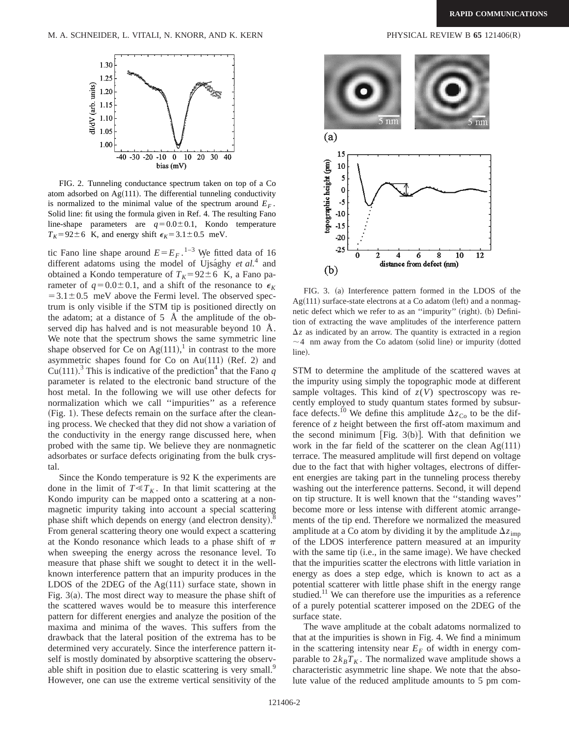FIG. 2. Tunneling conductance spectrum taken on top of a Co atom adsorbed on Ag(111). The differential tunneling conductivity is normalized to the minimal value of the spectrum around $E_F$. Solid line: fit using the formula given in Ref. 4. The resulting Fano line-shape parameters are $q=0.0\pm0.1$, Kondo temperature $T_K=92\pm6$ K, and energy shift $\epsilon_K=3.1\pm0.5$ meV.

tic Fano line shape around $E=E_F$.[1–3] We fitted data of 16 different adatoms using the model of Újsághy *et al.*[4] and obtained a Kondo temperature of $T_K=92\pm6$ K, a Fano parameter of $q=0.0\pm0.1$, and a shift of the resonance to $\epsilon_K=3.1\pm0.5$ meV above the Fermi level. The observed spectrum is only visible if the STM tip is positioned directly on the adatom; at a distance of 5 Å the amplitude of the observed dip has halved and is not measurable beyond 10 Å. We note that the spectrum shows the same symmetric line shape observed for Ce on Ag(111),[1] in contrast to the more asymmetric shapes found for Co on Au(111) (Ref. 2) and Cu(111).[3] This is indicative of the prediction[4] that the Fano $q$ parameter is related to the electronic band structure of the host metal. In the following we will use other defects for normalization which we call ''impurities'' as a reference (Fig. 1). These defects remain on the surface after the cleaning process. We checked that they did not show a variation of the conductivity in the energy range discussed here, when probed with the same tip. We believe they are nonmagnetic adsorbates or surface defects originating from the bulk crystal.

Since the Kondo temperature is 92 K the experiments are done in the limit of $T\ll T_K$. In that limit scattering at the Kondo impurity can be mapped onto a scattering at a nonmagnetic impurity taking into account a special scattering phase shift which depends on energy (and electron density).[8] From general scattering theory one would expect a scattering at the Kondo resonance which leads to a phase shift of $\pi$ when sweeping the energy across the resonance level. To measure that phase shift we sought to detect it in the well-known interference pattern that an impurity produces in the LDOS of the 2DEG of the Ag(111) surface state, shown in Fig. 3(a). The most direct way to measure the phase shift of the scattered waves would be to measure this interference pattern for different energies and analyze the position of the maxima and minima of the waves. This suffers from the drawback that the lateral position of the extrema has to be determined very accurately. Since the interference pattern itself is mostly dominated by absorptive scattering the observable shift in position due to elastic scattering is very small.[9] However, one can use the extreme vertical sensitivity of the STM to determine the amplitude of the scattered waves at the impurity using simply the topographic mode at different sample voltages. This kind of $z(V)$ spectroscopy was recently employed to study quantum states formed by subsurface defects.[10] We define this amplitude $\Delta z_{\mathrm{Co}}$ to be the difference of $z$ height between the first off-atom maximum and the second minimum [Fig. 3(b)]. With that definition we work in the far field of the scatterer on the clean Ag(111) terrace. The measured amplitude will first depend on voltage due to the fact that with higher voltages, electrons of different energies are taking part in the tunneling process thereby washing out the interference patterns. Second, it will depend on tip structure. It is well known that the ''standing waves'' become more or less intense with different atomic arrangements of the tip end. Therefore we normalized the measured amplitude at a Co atom by dividing it by the amplitude $\Delta z_{\mathrm{imp}}$ of the LDOS interference pattern measured at an impurity with the same tip (i.e., in the same image). We have checked that the impurities scatter the electrons with little variation in energy as does a step edge, which is known to act as a potential scatterer with little phase shift in the energy range studied.[11] We can therefore use the impurities as a reference of a purely potential scatterer imposed on the 2DEG of the surface state.

FIG. 3. (a) Interference pattern formed in the LDOS of the Ag(111) surface-state electrons at a Co adatom (left) and a nonmagnetic defect which we refer to as an ''impurity'' (right). (b) Definition of extracting the wave amplitudes of the interference pattern $\Delta z$ as indicated by an arrow. The quantity is extracted in a region $\sim4$ nm away from the Co adatom (solid line) or impurity (dotted line).

The wave amplitude at the cobalt adatoms normalized to that at the impurities is shown in Fig. 4. We find a minimum in the scattering intensity near $E_F$ of width in energy comparable to $2k_BT_K$. The normalized wave amplitude shows a characteristic asymmetric line shape. We note that the absolute value of the reduced amplitude amounts to 5 pm com-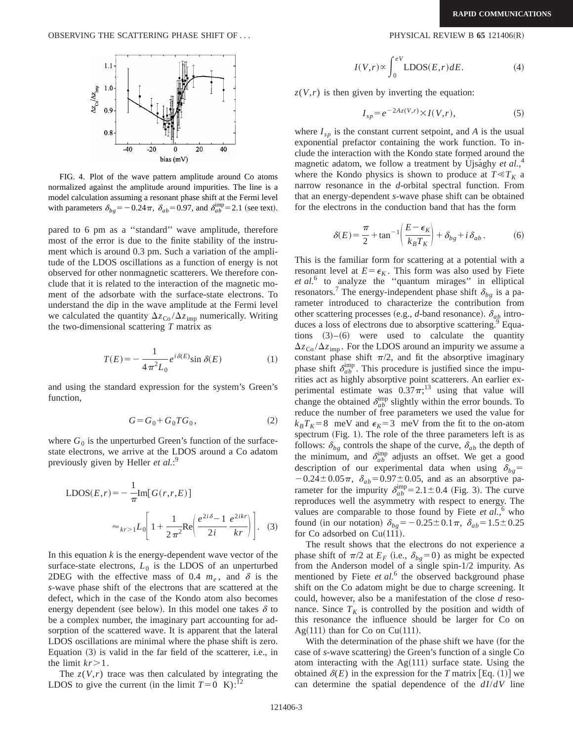FIG. 4. Plot of the wave pattern amplitude around Co atoms normalized against the amplitude around impurities. The line is a model calculation assuming a resonant phase shift at the Fermi level with parameters $\delta_{bg} = -0.24\pi$, $\delta_{ab} = 0.97$, and $\delta_{ab}^{\rm imp} = 2.1$ (see text).

pared to 6 pm as a "standard" wave amplitude, therefore most of the error is due to the finite stability of the instrument which is around 0.3 pm. Such a variation of the amplitude of the LDOS oscillations as a function of energy is not observed for other nonmagnetic scatterers. We therefore conclude that it is related to the interaction of the magnetic moment of the adsorbate with the surface-state electrons. To understand the dip in the wave amplitude at the Fermi level we calculated the quantity $\Delta z_{\rm Co}/\Delta z_{\rm imp}$ numerically. Writing the two-dimensional scattering $T$ matrix as

$$T(E) = -\frac{1}{4\pi^2 L_0} e^{i\delta(E)} \sin\delta(E) \tag{1}$$

and using the standard expression for the system's Green's function,

$$G = G_0 + G_0 T G_0, \tag{2}$$

where $G_0$ is the unperturbed Green's function of the surface-state electrons, we arrive at the LDOS around a Co adatom previously given by Heller *et al.*:[9]

$$\begin{aligned}\mathrm{LDOS}(E,r) &= -\frac{1}{\pi}\mathrm{Im}[G(r,r,E)] \\ &\approx_{kr>1} L_0\left[1 + \frac{1}{2\pi^2}\mathrm{Re}\left(\frac{e^{2i\delta}-1}{2i}\,\frac{e^{2ikr}}{kr}\right)\right].\end{aligned} \tag{3}$$

In this equation $k$ is the energy-dependent wave vector of the surface-state electrons, $L_0$ is the LDOS of an unperturbed 2DEG with the effective mass of 0.4 $m_e$, and $\delta$ is the $s$-wave phase shift of the electrons that are scattered at the defect, which in the case of the Kondo atom also becomes energy dependent (see below). In this model one takes $\delta$ to be a complex number, the imaginary part accounting for adsorption of the scattered wave. It is apparent that the lateral LDOS oscillations are minimal where the phase shift is zero. Equation (3) is valid in the far field of the scatterer, i.e., in the limit $kr > 1$.

The $z(V,r)$ trace was then calculated by integrating the LDOS to give the current (in the limit $T=0$ K):[12]

$$I(V,r) \propto \int_0^{eV} \mathrm{LDOS}(E,r)\,dE. \tag{4}$$

$z(V,r)$ is then given by inverting the equation:

$$I_{sp} = e^{-2Az(V,r)} \times I(V,r), \tag{5}$$

where $I_{sp}$ is the constant current setpoint, and $A$ is the usual exponential prefactor containing the work function. To include the interaction with the Kondo state formed around the magnetic adatom, we follow a treatment by Újsághy *et al.*,[4] where the Kondo physics is shown to produce at $T \ll T_K$ a narrow resonance in the $d$-orbital spectral function. From that an energy-dependent $s$-wave phase shift can be obtained for the electrons in the conduction band that has the form

$$\delta(E) = \frac{\pi}{2} + \tan^{-1}\left(\frac{E-\epsilon_K}{k_B T_K}\right) + \delta_{bg} + i\,\delta_{ab}. \tag{6}$$

This is the familiar form for scattering at a potential with a resonant level at $E = \epsilon_K$. This form was also used by Fiete *et al.*[6] to analyze the "quantum mirages" in elliptical resonators.[7] The energy-independent phase shift $\delta_{bg}$ is a parameter introduced to characterize the contribution from other scattering processes (e.g., $d$-band resonance). $\delta_{ab}$ introduces a loss of electrons due to absorptive scattering.[9] Equations (3)–(6) were used to calculate the quantity $\Delta z_{\rm Co}/\Delta z_{\rm imp}$. For the LDOS around an impurity we assume a constant phase shift $\pi/2$, and fit the absorptive imaginary phase shift $\delta_{ab}^{\rm imp}$. This procedure is justified since the impurities act as highly absorptive point scatterers. An earlier experimental estimate was $0.37\pi$;[13] using that value will change the obtained $\delta_{ab}^{\rm imp}$ slightly within the error bounds. To reduce the number of free parameters we used the value for $k_B T_K = 8$ meV and $\epsilon_K = 3$ meV from the fit to the on-atom spectrum (Fig. 1). The role of the three parameters left is as follows: $\delta_{bg}$ controls the shape of the curve, $\delta_{ab}$ the depth of the minimum, and $\delta_{ab}^{\rm imp}$ adjusts an offset. We get a good description of our experimental data when using $\delta_{bg} = -0.24 \pm 0.05\pi$, $\delta_{ab} = 0.97 \pm 0.05$, and as an absorptive parameter for the impurity $\delta_{ab}^{\rm imp} = 2.1 \pm 0.4$ (Fig. 3). The curve reproduces well the asymmetry with respect to energy. The values are comparable to those found by Fiete *et al.*,[6] who found (in our notation) $\delta_{bg} = -0.25 \pm 0.1\pi$, $\delta_{ab} = 1.5 \pm 0.25$ for Co adsorbed on Cu(111).

The result shows that the electrons do not experience a phase shift of $\pi/2$ at $E_F$ (i.e., $\delta_{bg} = 0$) as might be expected from the Anderson model of a single spin-1/2 impurity. As mentioned by Fiete *et al.*[6] the observed background phase shift on the Co adatom might be due to charge screening. It could, however, also be a manifestation of the close $d$ resonance. Since $T_K$ is controlled by the position and width of this resonance the influence should be larger for Co on Ag(111) than for Co on Cu(111).

With the determination of the phase shift we have (for the case of $s$-wave scattering) the Green's function of a single Co atom interacting with the Ag(111) surface state. Using the obtained $\delta(E)$ in the expression for the $T$ matrix [Eq. (1)] we can determine the spatial dependence of the $dI/dV$ line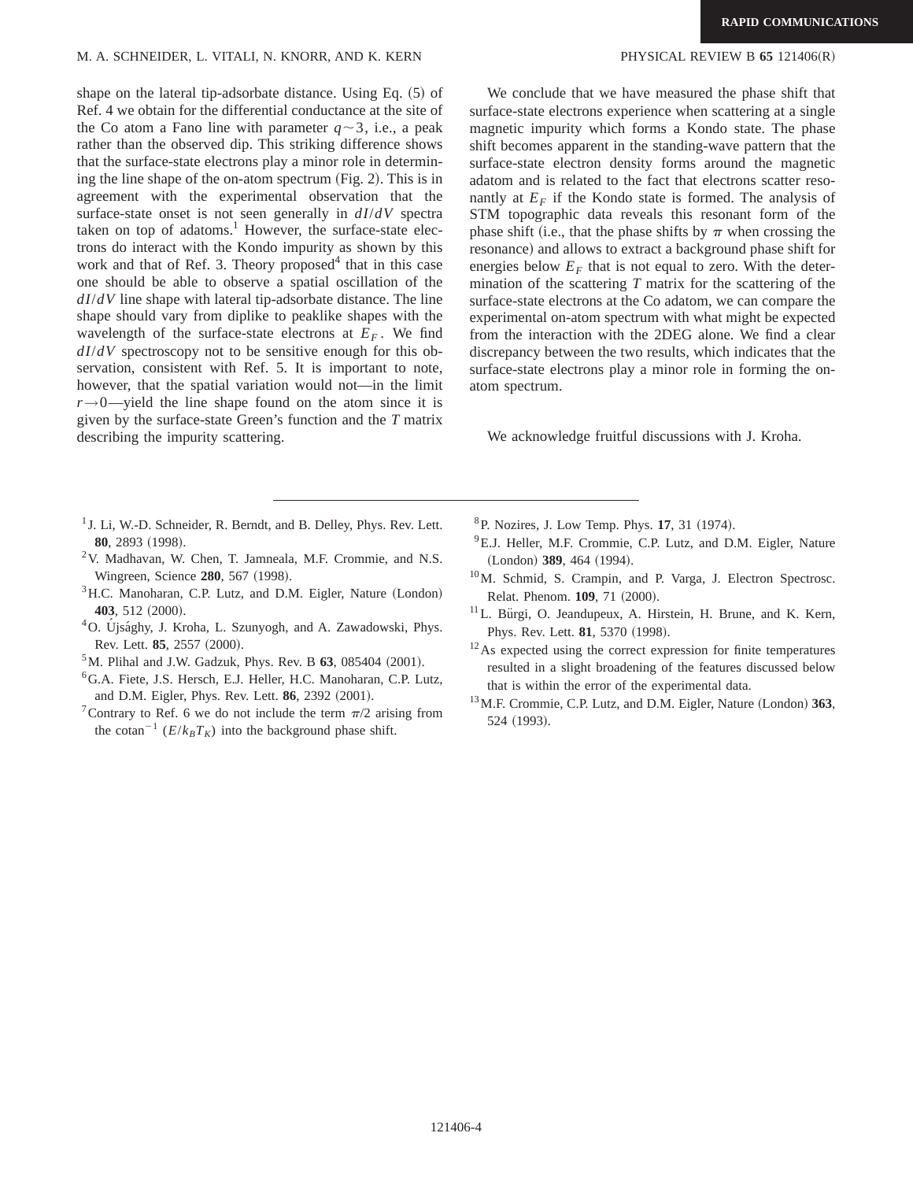shape on the lateral tip-adsorbate distance. Using Eq. (5) of Ref. 4 we obtain for the differential conductance at the site of the Co atom a Fano line with parameter $q \sim 3$, i.e., a peak rather than the observed dip. This striking difference shows that the surface-state electrons play a minor role in determining the line shape of the on-atom spectrum (Fig. 2). This is in agreement with the experimental observation that the surface-state onset is not seen generally in $dI/dV$ spectra taken on top of adatoms.[1] However, the surface-state electrons do interact with the Kondo impurity as shown by this work and that of Ref. 3. Theory proposed[4] that in this case one should be able to observe a spatial oscillation of the $dI/dV$ line shape with lateral tip-adsorbate distance. The line shape should vary from diplike to peaklike shapes with the wavelength of the surface-state electrons at $E_F$. We find $dI/dV$ spectroscopy not to be sensitive enough for this observation, consistent with Ref. 5. It is important to note, however, that the spatial variation would not—in the limit $r \rightarrow 0$—yield the line shape found on the atom since it is given by the surface-state Green's function and the $T$ matrix describing the impurity scattering.

We conclude that we have measured the phase shift that surface-state electrons experience when scattering at a single magnetic impurity which forms a Kondo state. The phase shift becomes apparent in the standing-wave pattern that the surface-state electron density forms around the magnetic adatom and is related to the fact that electrons scatter resonantly at $E_F$ if the Kondo state is formed. The analysis of STM topographic data reveals this resonant form of the phase shift (i.e., that the phase shifts by $\pi$ when crossing the resonance) and allows to extract a background phase shift for energies below $E_F$ that is not equal to zero. With the determination of the scattering $T$ matrix for the scattering of the surface-state electrons at the Co adatom, we can compare the experimental on-atom spectrum with what might be expected from the interaction with the 2DEG alone. We find a clear discrepancy between the two results, which indicates that the surface-state electrons play a minor role in forming the on-atom spectrum.

We acknowledge fruitful discussions with J. Kroha.

---

[1] J. Li, W.-D. Schneider, R. Berndt, and B. Delley, Phys. Rev. Lett. **80**, 2893 (1998).

[2] V. Madhavan, W. Chen, T. Jamneala, M.F. Crommie, and N.S. Wingreen, Science **280**, 567 (1998).

[3] H.C. Manoharan, C.P. Lutz, and D.M. Eigler, Nature (London) **403**, 512 (2000).

[4] O. Újsághy, J. Kroha, L. Szunyogh, and A. Zawadowski, Phys. Rev. Lett. **85**, 2557 (2000).

[5] M. Plihal and J.W. Gadzuk, Phys. Rev. B **63**, 085404 (2001).

[6] G.A. Fiete, J.S. Hersch, E.J. Heller, H.C. Manoharan, C.P. Lutz, and D.M. Eigler, Phys. Rev. Lett. **86**, 2392 (2001).

[7] Contrary to Ref. 6 we do not include the term $\pi/2$ arising from the $\cot^{-1}(E/k_B T_K)$ into the background phase shift.

[8] P. Nozires, J. Low Temp. Phys. **17**, 31 (1974).

[9] E.J. Heller, M.F. Crommie, C.P. Lutz, and D.M. Eigler, Nature (London) **389**, 464 (1994).

[10] M. Schmid, S. Crampin, and P. Varga, J. Electron Spectrosc. Relat. Phenom. **109**, 71 (2000).

[11] L. Bürgi, O. Jeandupeux, A. Hirstein, H. Brune, and K. Kern, Phys. Rev. Lett. **81**, 5370 (1998).

[12] As expected using the correct expression for finite temperatures resulted in a slight broadening of the features discussed below that is within the error of the experimental data.

[13] M.F. Crommie, C.P. Lutz, and D.M. Eigler, Nature (London) **363**, 524 (1993).